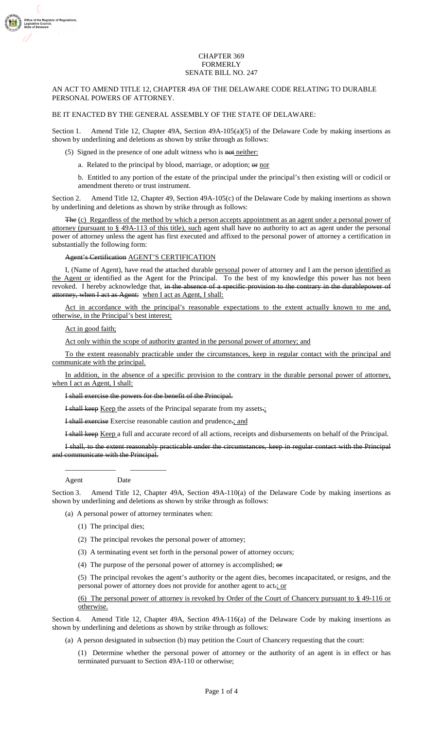CHAPTER 369
FORMERLY
SENATE BILL NO. 247

AN ACT TO AMEND TITLE 12, CHAPTER 49A OF THE DELAWARE CODE RELATING TO DURABLE PERSONAL POWERS OF ATTORNEY.

BE IT ENACTED BY THE GENERAL ASSEMBLY OF THE STATE OF DELAWARE:

Section 1. Amend Title 12, Chapter 49A, Section 49A-105(a)(5) of the Delaware Code by making insertions as shown by underlining and deletions as shown by strike through as follows:

(5) Signed in the presence of one adult witness who is ~~not~~ <u>neither:</u>

a. Related to the principal by blood, marriage, or adoption; ~~or~~ <u>nor</u>

b. Entitled to any portion of the estate of the principal under the principal's then existing will or codicil or amendment thereto or trust instrument.

Section 2. Amend Title 12, Chapter 49, Section 49A-105(c) of the Delaware Code by making insertions as shown by underlining and deletions as shown by strike through as follows:

~~The~~ <u>(c) Regardless of the method by which a person accepts appointment as an agent under a personal power of attorney (pursuant to § 49A-113 of this title), such</u> agent shall have no authority to act as agent under the personal power of attorney unless the agent has first executed and affixed to the personal power of attorney a certification in substantially the following form:

~~Agent's Certification~~ <u>AGENT'S CERTIFICATION</u>

I, (Name of Agent), have read the attached durable <u>personal</u> power of attorney and I am the person <u>identified as the Agent or</u> identified as the Agent for the Principal. To the best of my knowledge this power has not been revoked. I hereby acknowledge that, ~~in the absence of a specific provision to the contrary in the durablepower of attorney, when I act as Agent:~~ <u>when I act as Agent, I shall:</u>

<u>Act in accordance with the principal's reasonable expectations to the extent actually known to me and, otherwise, in the Principal's best interest;</u>

<u>Act in good faith;</u>

<u>Act only within the scope of authority granted in the personal power of attorney; and</u>

<u>To the extent reasonably practicable under the circumstances, keep in regular contact with the principal and communicate with the principal.</u>

<u>In addition, in the absence of a specific provision to the contrary in the durable personal power of attorney, when I act as Agent, I shall:</u>

~~I shall exercise the powers for the benefit of the Principal.~~

~~I shall keep~~ <u>Keep</u> the assets of the Principal separate from my assets~~.~~<u>;</u>

~~I shall exercise~~ Exercise reasonable caution and prudence~~.~~<u>; and</u>

~~I shall keep~~ <u>Keep</u> a full and accurate record of all actions, receipts and disbursements on behalf of the Principal.

~~I shall, to the extent reasonably practicable under the circumstances, keep in regular contact with the Principal and communicate with the Principal.~~

\_\_\_\_\_\_\_\_\_\_\_\_\_\_ \_\_\_\_\_\_\_\_\_\_

Agent Date

Section 3. Amend Title 12, Chapter 49A, Section 49A-110(a) of the Delaware Code by making insertions as shown by underlining and deletions as shown by strike through as follows:

(a) A personal power of attorney terminates when:

(1) The principal dies;

(2) The principal revokes the personal power of attorney;

(3) A terminating event set forth in the personal power of attorney occurs;

(4) The purpose of the personal power of attorney is accomplished; ~~or~~

(5) The principal revokes the agent's authority or the agent dies, becomes incapacitated, or resigns, and the personal power of attorney does not provide for another agent to act~~.~~<u>; or</u>

<u>(6) The personal power of attorney is revoked by Order of the Court of Chancery pursuant to § 49-116 or otherwise.</u>

Section 4. Amend Title 12, Chapter 49A, Section 49A-116(a) of the Delaware Code by making insertions as shown by underlining and deletions as shown by strike through as follows:

(a) A person designated in subsection (b) may petition the Court of Chancery requesting that the court:

(1) Determine whether the personal power of attorney or the authority of an agent is in effect or has terminated pursuant to Section 49A-110 or otherwise;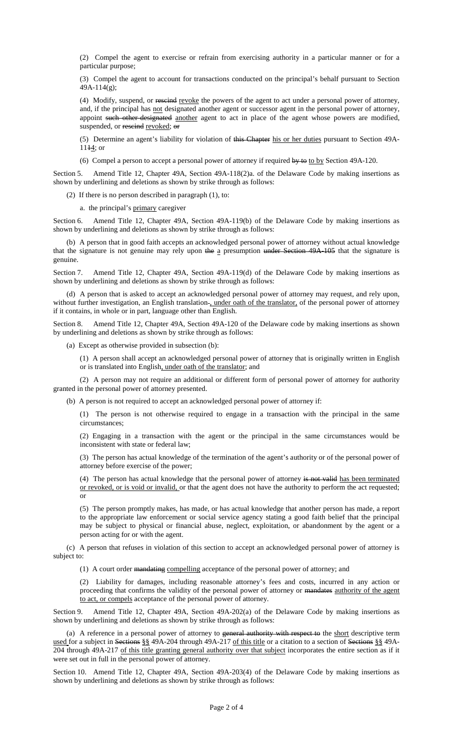(2) Compel the agent to exercise or refrain from exercising authority in a particular manner or for a particular purpose;

(3) Compel the agent to account for transactions conducted on the principal's behalf pursuant to Section 49A-114(g);

(4) Modify, suspend, or ~~rescind~~ <u>revoke</u> the powers of the agent to act under a personal power of attorney, and, if the principal has <u>not</u> designated another agent or successor agent in the personal power of attorney, appoint ~~such other designated~~ <u>another</u> agent to act in place of the agent whose powers are modified, suspended, or ~~rescind~~ <u>revoked</u>; ~~or~~

(5) Determine an agent's liability for violation of ~~this Chapter~~ <u>his or her duties</u> pursuant to Section 49A-11~~1~~<u>4</u>; or

(6) Compel a person to accept a personal power of attorney if required ~~by to~~ <u>to by</u> Section 49A-120.

Section 5. Amend Title 12, Chapter 49A, Section 49A-118(2)a. of the Delaware Code by making insertions as shown by underlining and deletions as shown by strike through as follows:

(2) If there is no person described in paragraph (1), to:

a. the principal's <u>primary</u> caregiver

Section 6. Amend Title 12, Chapter 49A, Section 49A-119(b) of the Delaware Code by making insertions as shown by underlining and deletions as shown by strike through as follows:

(b) A person that in good faith accepts an acknowledged personal power of attorney without actual knowledge that the signature is not genuine may rely upon ~~the~~ <u>a</u> presumption ~~under Section 49A-105~~ that the signature is genuine.

Section 7. Amend Title 12, Chapter 49A, Section 49A-119(d) of the Delaware Code by making insertions as shown by underlining and deletions as shown by strike through as follows:

(d) A person that is asked to accept an acknowledged personal power of attorney may request, and rely upon, without further investigation, an English translation~~.~~<u>, under oath of the translator,</u> of the personal power of attorney if it contains, in whole or in part, language other than English.

Section 8. Amend Title 12, Chapter 49A, Section 49A-120 of the Delaware code by making insertions as shown by underlining and deletions as shown by strike through as follows:

(a) Except as otherwise provided in subsection (b):

(1) A person shall accept an acknowledged personal power of attorney that is originally written in English or is translated into English<u>, under oath of the translator</u>; and

(2) A person may not require an additional or different form of personal power of attorney for authority granted in the personal power of attorney presented.

(b) A person is not required to accept an acknowledged personal power of attorney if:

(1) The person is not otherwise required to engage in a transaction with the principal in the same circumstances;

(2) Engaging in a transaction with the agent or the principal in the same circumstances would be inconsistent with state or federal law;

(3) The person has actual knowledge of the termination of the agent's authority or of the personal power of attorney before exercise of the power;

(4) The person has actual knowledge that the personal power of attorney ~~is not valid~~ <u>has been terminated or revoked, or is void or invalid,</u> or that the agent does not have the authority to perform the act requested; or

(5) The person promptly makes, has made, or has actual knowledge that another person has made, a report to the appropriate law enforcement or social service agency stating a good faith belief that the principal may be subject to physical or financial abuse, neglect, exploitation, or abandonment by the agent or a person acting for or with the agent.

(c) A person that refuses in violation of this section to accept an acknowledged personal power of attorney is subject to:

(1) A court order ~~mandating~~ <u>compelling</u> acceptance of the personal power of attorney; and

(2) Liability for damages, including reasonable attorney's fees and costs, incurred in any action or proceeding that confirms the validity of the personal power of attorney or ~~mandates~~ <u>authority of the agent to act, or compels</u> acceptance of the personal power of attorney.

Section 9. Amend Title 12, Chapter 49A, Section 49A-202(a) of the Delaware Code by making insertions as shown by underlining and deletions as shown by strike through as follows:

(a) A reference in a personal power of attorney to ~~general authority with respect to~~ the <u>short</u> descriptive term <u>used</u> for a subject in ~~Sections~~ <u>§§</u> 49A-204 through 49A-217 <u>of this title</u> or a citation to a section of ~~Sections~~ <u>§§</u> 49A-204 through 49A-217 <u>of this title granting general authority over that subject</u> incorporates the entire section as if it were set out in full in the personal power of attorney.

Section 10. Amend Title 12, Chapter 49A, Section 49A-203(4) of the Delaware Code by making insertions as shown by underlining and deletions as shown by strike through as follows: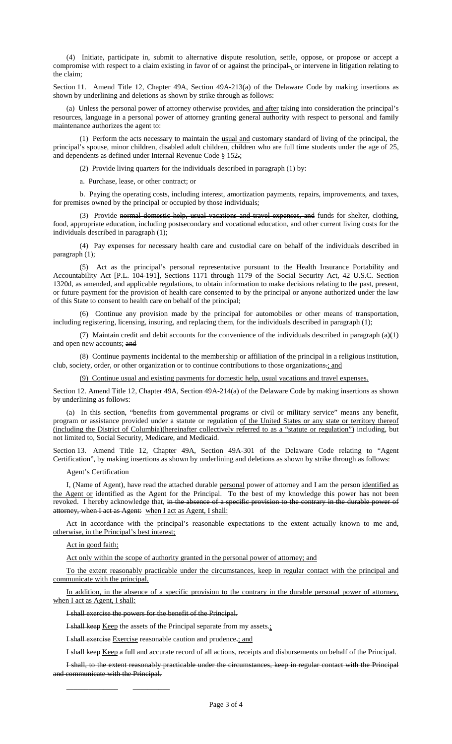(4) Initiate, participate in, submit to alternative dispute resolution, settle, oppose, or propose or accept a compromise with respect to a claim existing in favor of or against the principal~~.~~<u>,</u> or intervene in litigation relating to the claim;

Section 11. Amend Title 12, Chapter 49A, Section 49A-213(a) of the Delaware Code by making insertions as shown by underlining and deletions as shown by strike through as follows:

(a) Unless the personal power of attorney otherwise provides, <u>and after</u> taking into consideration the principal's resources, language in a personal power of attorney granting general authority with respect to personal and family maintenance authorizes the agent to:

(1) Perform the acts necessary to maintain the <u>usual and</u> customary standard of living of the principal, the principal's spouse, minor children, disabled adult children, children who are full time students under the age of 25, and dependents as defined under Internal Revenue Code § 152~~.~~<u>;</u>

(2) Provide living quarters for the individuals described in paragraph (1) by:

a. Purchase, lease, or other contract; or

b. Paying the operating costs, including interest, amortization payments, repairs, improvements, and taxes, for premises owned by the principal or occupied by those individuals;

(3) Provide ~~normal domestic help, usual vacations and travel expenses, and~~ funds for shelter, clothing, food, appropriate education, including postsecondary and vocational education, and other current living costs for the individuals described in paragraph (1);

(4) Pay expenses for necessary health care and custodial care on behalf of the individuals described in paragraph (1);

(5) Act as the principal's personal representative pursuant to the Health Insurance Portability and Accountability Act [P.L. 104-191], Sections 1171 through 1179 of the Social Security Act, 42 U.S.C. Section 1320d, as amended, and applicable regulations, to obtain information to make decisions relating to the past, present, or future payment for the provision of health care consented to by the principal or anyone authorized under the law of this State to consent to health care on behalf of the principal;

(6) Continue any provision made by the principal for automobiles or other means of transportation, including registering, licensing, insuring, and replacing them, for the individuals described in paragraph (1);

(7) Maintain credit and debit accounts for the convenience of the individuals described in paragraph ~~(a)~~(1) and open new accounts; ~~and~~

(8) Continue payments incidental to the membership or affiliation of the principal in a religious institution, club, society, order, or other organization or to continue contributions to those organizations~~.~~<u>; and</u>

<u>(9) Continue usual and existing payments for domestic help, usual vacations and travel expenses.</u>

Section 12. Amend Title 12, Chapter 49A, Section 49A-214(a) of the Delaware Code by making insertions as shown by underlining as follows:

(a) In this section, "benefits from governmental programs or civil or military service" means any benefit, program or assistance provided under a statute or regulation <u>of the United States or any state or territory thereof (including the District of Columbia)(hereinafter collectively referred to as a "statute or regulation")</u> including, but not limited to, Social Security, Medicare, and Medicaid.

Section 13. Amend Title 12, Chapter 49A, Section 49A-301 of the Delaware Code relating to "Agent Certification", by making insertions as shown by underlining and deletions as shown by strike through as follows:

Agent's Certification

I, (Name of Agent), have read the attached durable <u>personal</u> power of attorney and I am the person <u>identified as the Agent or</u> identified as the Agent for the Principal. To the best of my knowledge this power has not been revoked. I hereby acknowledge that, ~~in the absence of a specific provision to the contrary in the durable power of attorney, when I act as Agent:~~ <u>when I act as Agent, I shall:</u>

<u>Act in accordance with the principal's reasonable expectations to the extent actually known to me and, otherwise, in the Principal's best interest;</u>

<u>Act in good faith;</u>

<u>Act only within the scope of authority granted in the personal power of attorney; and</u>

<u>To the extent reasonably practicable under the circumstances, keep in regular contact with the principal and communicate with the principal.</u>

<u>In addition, in the absence of a specific provision to the contrary in the durable personal power of attorney, when I act as Agent, I shall:</u>

~~I shall exercise the powers for the benefit of the Principal.~~

~~I shall keep~~ <u>Keep</u> the assets of the Principal separate from my assets~~.~~<u>;</u>

~~I shall exercise~~ <u>Exercise</u> reasonable caution and prudence~~.~~<u>; and</u>

~~I shall keep~~ <u>Keep</u> a full and accurate record of all actions, receipts and disbursements on behalf of the Principal.

~~I shall, to the extent reasonably practicable under the circumstances, keep in regular contact with the Principal and communicate with the Principal.~~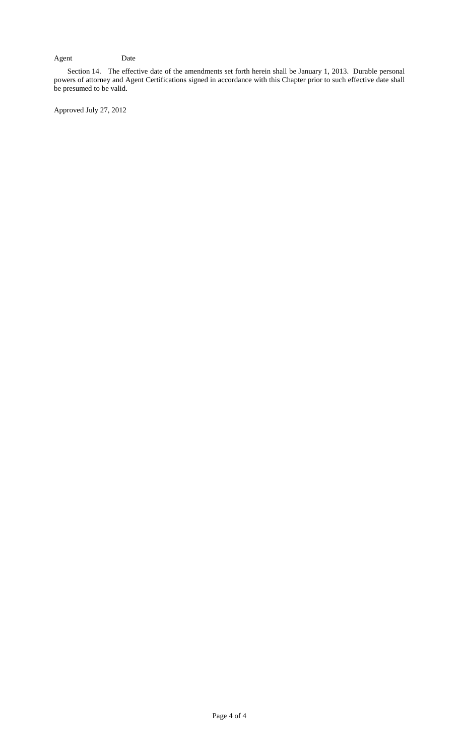Agent Date

Section 14. The effective date of the amendments set forth herein shall be January 1, 2013. Durable personal powers of attorney and Agent Certifications signed in accordance with this Chapter prior to such effective date shall be presumed to be valid.

Approved July 27, 2012